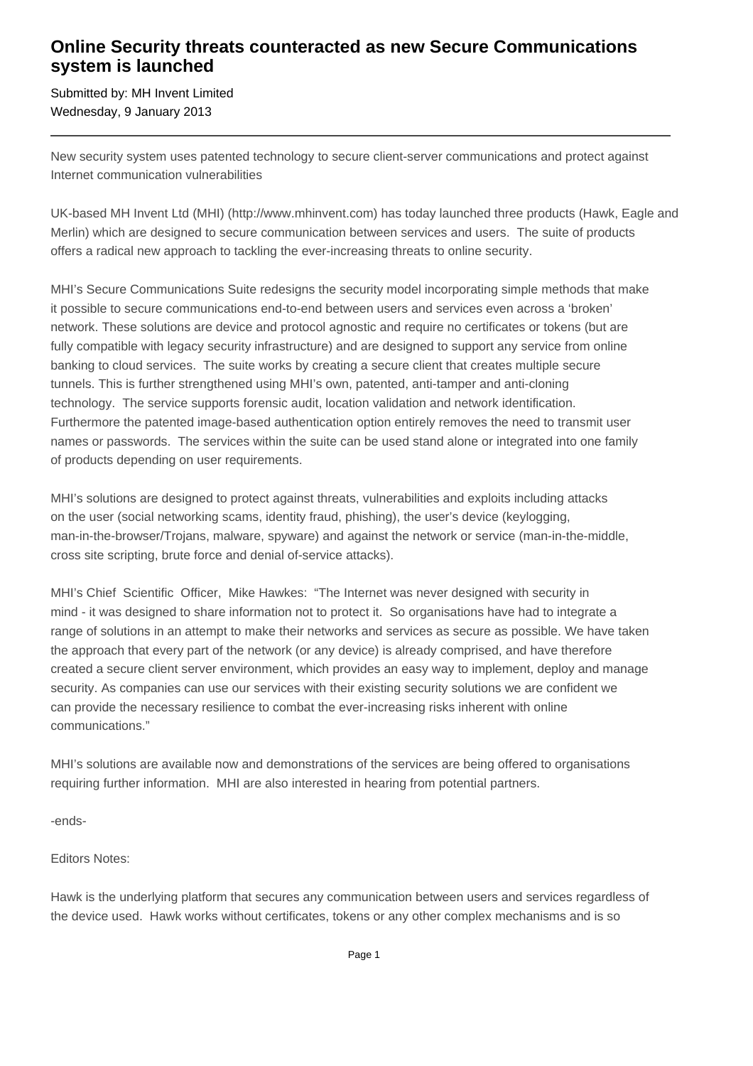# Online Security threats counteracted as new Secure Communications system is launched

Submitted by: MH Invent Limited
Wednesday, 9 January 2013

---

New security system uses patented technology to secure client-server communications and protect against Internet communication vulnerabilities

UK-based MH Invent Ltd (MHI) (http://www.mhinvent.com) has today launched three products (Hawk, Eagle and Merlin) which are designed to secure communication between services and users. The suite of products offers a radical new approach to tackling the ever-increasing threats to online security.

MHI's Secure Communications Suite redesigns the security model incorporating simple methods that make it possible to secure communications end-to-end between users and services even across a 'broken' network. These solutions are device and protocol agnostic and require no certificates or tokens (but are fully compatible with legacy security infrastructure) and are designed to support any service from online banking to cloud services. The suite works by creating a secure client that creates multiple secure tunnels. This is further strengthened using MHI's own, patented, anti-tamper and anti-cloning technology. The service supports forensic audit, location validation and network identification. Furthermore the patented image-based authentication option entirely removes the need to transmit user names or passwords. The services within the suite can be used stand alone or integrated into one family of products depending on user requirements.

MHI's solutions are designed to protect against threats, vulnerabilities and exploits including attacks on the user (social networking scams, identity fraud, phishing), the user's device (keylogging, man-in-the-browser/Trojans, malware, spyware) and against the network or service (man-in-the-middle, cross site scripting, brute force and denial of-service attacks).

MHI's Chief Scientific Officer, Mike Hawkes: "The Internet was never designed with security in mind - it was designed to share information not to protect it. So organisations have had to integrate a range of solutions in an attempt to make their networks and services as secure as possible. We have taken the approach that every part of the network (or any device) is already comprised, and have therefore created a secure client server environment, which provides an easy way to implement, deploy and manage security. As companies can use our services with their existing security solutions we are confident we can provide the necessary resilience to combat the ever-increasing risks inherent with online communications."

MHI's solutions are available now and demonstrations of the services are being offered to organisations requiring further information. MHI are also interested in hearing from potential partners.

-ends-

Editors Notes:

Hawk is the underlying platform that secures any communication between users and services regardless of the device used. Hawk works without certificates, tokens or any other complex mechanisms and is so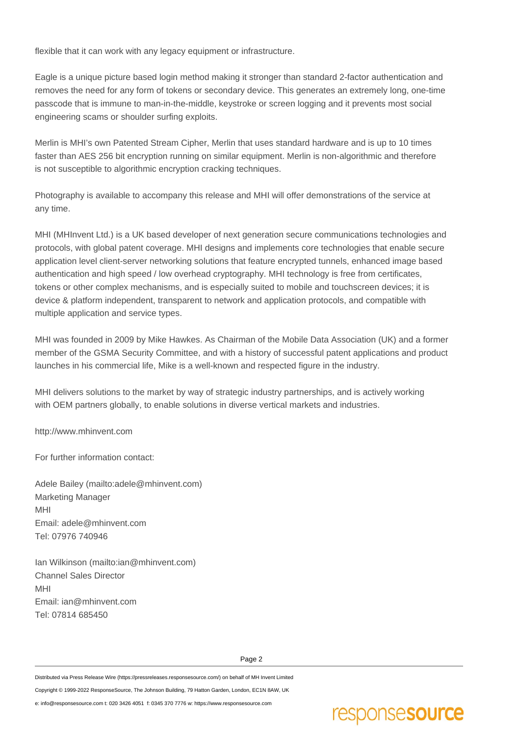flexible that it can work with any legacy equipment or infrastructure.

Eagle is a unique picture based login method making it stronger than standard 2-factor authentication and removes the need for any form of tokens or secondary device. This generates an extremely long, one-time passcode that is immune to man-in-the-middle, keystroke or screen logging and it prevents most social engineering scams or shoulder surfing exploits.

Merlin is MHI's own Patented Stream Cipher, Merlin that uses standard hardware and is up to 10 times faster than AES 256 bit encryption running on similar equipment. Merlin is non-algorithmic and therefore is not susceptible to algorithmic encryption cracking techniques.

Photography is available to accompany this release and MHI will offer demonstrations of the service at any time.

MHI (MHInvent Ltd.) is a UK based developer of next generation secure communications technologies and protocols, with global patent coverage. MHI designs and implements core technologies that enable secure application level client-server networking solutions that feature encrypted tunnels, enhanced image based authentication and high speed / low overhead cryptography. MHI technology is free from certificates, tokens or other complex mechanisms, and is especially suited to mobile and touchscreen devices; it is device & platform independent, transparent to network and application protocols, and compatible with multiple application and service types.

MHI was founded in 2009 by Mike Hawkes. As Chairman of the Mobile Data Association (UK) and a former member of the GSMA Security Committee, and with a history of successful patent applications and product launches in his commercial life, Mike is a well-known and respected figure in the industry.

MHI delivers solutions to the market by way of strategic industry partnerships, and is actively working with OEM partners globally, to enable solutions in diverse vertical markets and industries.

http://www.mhinvent.com

For further information contact:

Adele Bailey (mailto:adele@mhinvent.com)
Marketing Manager
MHI
Email: adele@mhinvent.com
Tel: 07976 740946

Ian Wilkinson (mailto:ian@mhinvent.com)
Channel Sales Director
MHI
Email: ian@mhinvent.com
Tel: 07814 685450

Distributed via Press Release Wire (https://pressreleases.responsesource.com/) on behalf of MH Invent Limited

Copyright © 1999-2022 ResponseSource, The Johnson Building, 79 Hatton Garden, London, EC1N 8AW, UK

e: info@responsesource.com t: 020 3426 4051 f: 0345 370 7776 w: https://www.responsesource.com